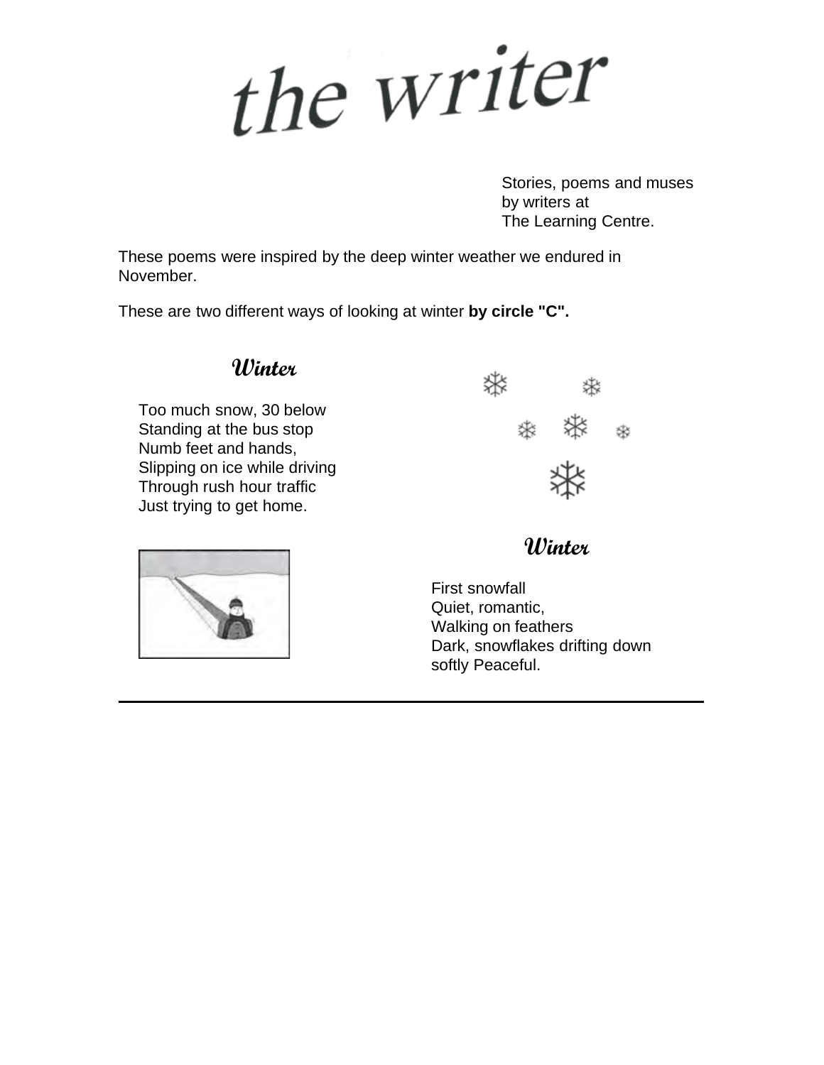# the writer

Stories, poems and muses
by writers at
The Learning Centre.

These poems were inspired by the deep winter weather we endured in November.

These are two different ways of looking at winter **by circle "C".**

## Winter

Too much snow, 30 below
Standing at the bus stop
Numb feet and hands,
Slipping on ice while driving
Through rush hour traffic
Just trying to get home.

## Winter

First snowfall
Quiet, romantic,
Walking on feathers
Dark, snowflakes drifting down
softly Peaceful.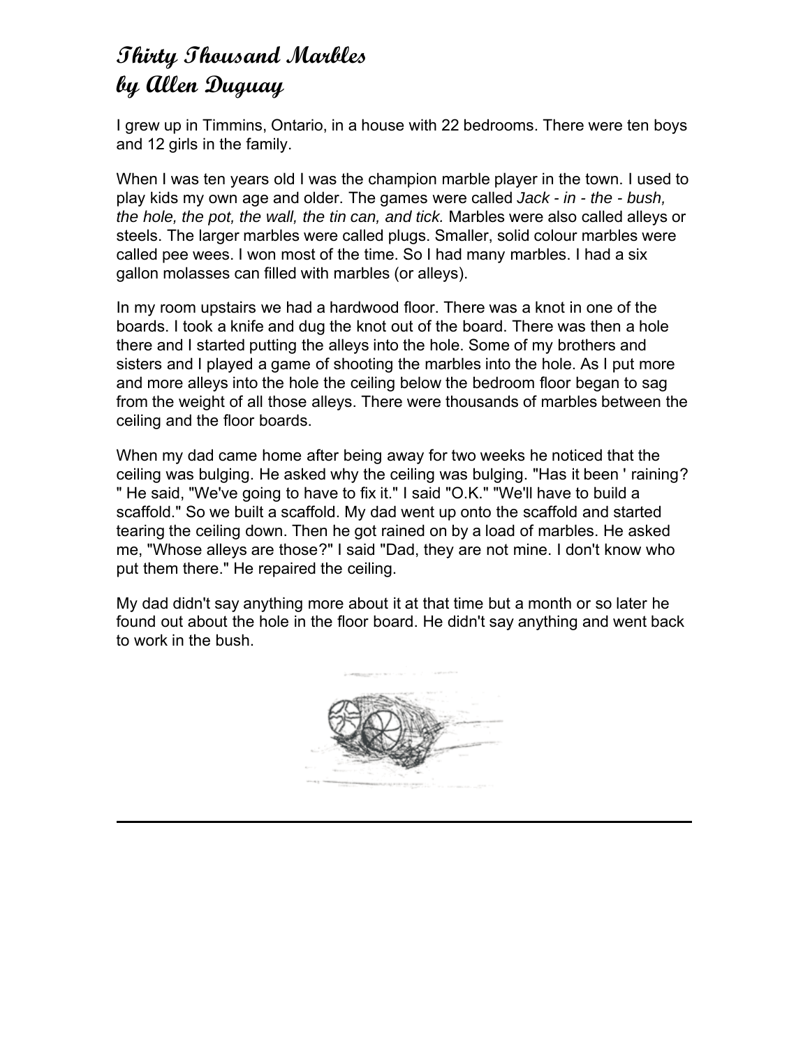# Thirty Thousand Marbles
# by Allen Duguay

I grew up in Timmins, Ontario, in a house with 22 bedrooms. There were ten boys and 12 girls in the family.

When I was ten years old I was the champion marble player in the town. I used to play kids my own age and older. The games were called *Jack - in - the - bush, the hole, the pot, the wall, the tin can, and tick.* Marbles were also called alleys or steels. The larger marbles were called plugs. Smaller, solid colour marbles were called pee wees. I won most of the time. So I had many marbles. I had a six gallon molasses can filled with marbles (or alleys).

In my room upstairs we had a hardwood floor. There was a knot in one of the boards. I took a knife and dug the knot out of the board. There was then a hole there and I started putting the alleys into the hole. Some of my brothers and sisters and I played a game of shooting the marbles into the hole. As I put more and more alleys into the hole the ceiling below the bedroom floor began to sag from the weight of all those alleys. There were thousands of marbles between the ceiling and the floor boards.

When my dad came home after being away for two weeks he noticed that the ceiling was bulging. He asked why the ceiling was bulging. "Has it been ' raining? " He said, "We've going to have to fix it." I said "O.K." "We'll have to build a scaffold." So we built a scaffold. My dad went up onto the scaffold and started tearing the ceiling down. Then he got rained on by a load of marbles. He asked me, "Whose alleys are those?" I said "Dad, they are not mine. I don't know who put them there." He repaired the ceiling.

My dad didn't say anything more about it at that time but a month or so later he found out about the hole in the floor board. He didn't say anything and went back to work in the bush.

---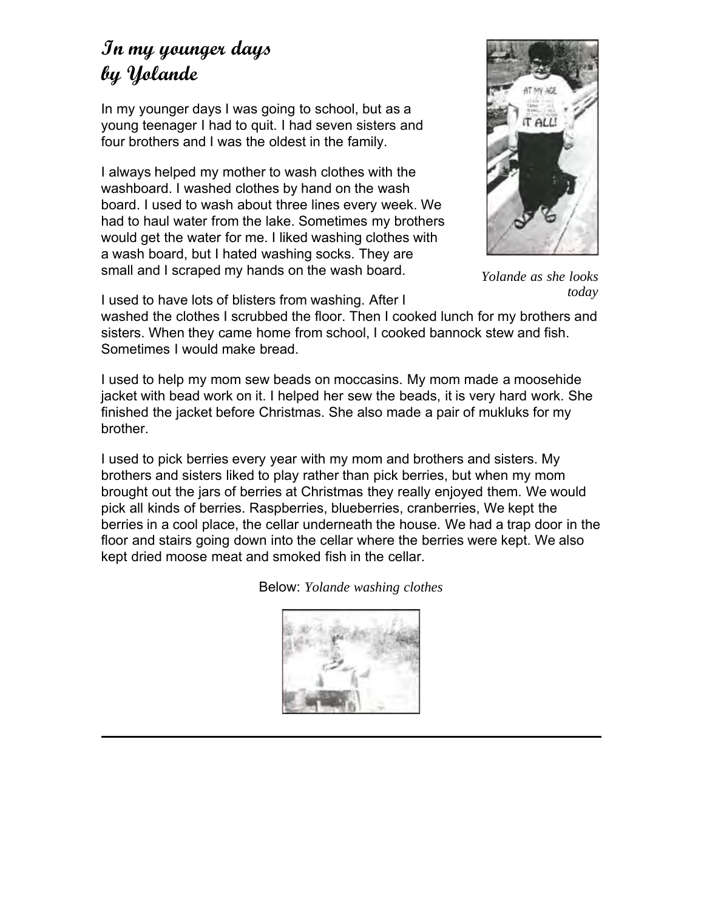# In my younger days by Yolande

In my younger days I was going to school, but as a young teenager I had to quit. I had seven sisters and four brothers and I was the oldest in the family.

I always helped my mother to wash clothes with the washboard. I washed clothes by hand on the wash board. I used to wash about three lines every week. We had to haul water from the lake. Sometimes my brothers would get the water for me. I liked washing clothes with a wash board, but I hated washing socks. They are small and I scraped my hands on the wash board.

*Yolande as she looks today*

I used to have lots of blisters from washing. After I washed the clothes I scrubbed the floor. Then I cooked lunch for my brothers and sisters. When they came home from school, I cooked bannock stew and fish. Sometimes I would make bread.

I used to help my mom sew beads on moccasins. My mom made a moosehide jacket with bead work on it. I helped her sew the beads, it is very hard work. She finished the jacket before Christmas. She also made a pair of mukluks for my brother.

I used to pick berries every year with my mom and brothers and sisters. My brothers and sisters liked to play rather than pick berries, but when my mom brought out the jars of berries at Christmas they really enjoyed them. We would pick all kinds of berries. Raspberries, blueberries, cranberries, We kept the berries in a cool place, the cellar underneath the house. We had a trap door in the floor and stairs going down into the cellar where the berries were kept. We also kept dried moose meat and smoked fish in the cellar.

Below: *Yolande washing clothes*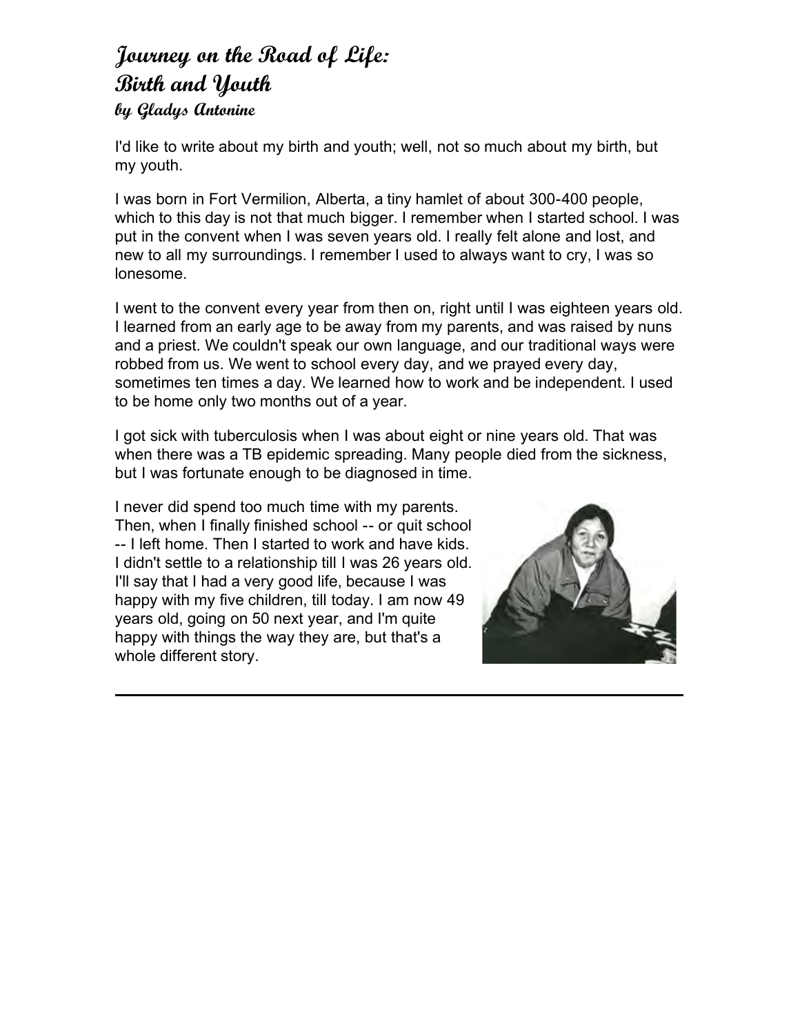# Journey on the Road of Life: Birth and Youth

### by Gladys Antonine

I'd like to write about my birth and youth; well, not so much about my birth, but my youth.

I was born in Fort Vermilion, Alberta, a tiny hamlet of about 300-400 people, which to this day is not that much bigger. I remember when I started school. I was put in the convent when I was seven years old. I really felt alone and lost, and new to all my surroundings. I remember I used to always want to cry, I was so lonesome.

I went to the convent every year from then on, right until I was eighteen years old. I learned from an early age to be away from my parents, and was raised by nuns and a priest. We couldn't speak our own language, and our traditional ways were robbed from us. We went to school every day, and we prayed every day, sometimes ten times a day. We learned how to work and be independent. I used to be home only two months out of a year.

I got sick with tuberculosis when I was about eight or nine years old. That was when there was a TB epidemic spreading. Many people died from the sickness, but I was fortunate enough to be diagnosed in time.

I never did spend too much time with my parents. Then, when I finally finished school -- or quit school -- I left home. Then I started to work and have kids. I didn't settle to a relationship till I was 26 years old. I'll say that I had a very good life, because I was happy with my five children, till today. I am now 49 years old, going on 50 next year, and I'm quite happy with things the way they are, but that's a whole different story.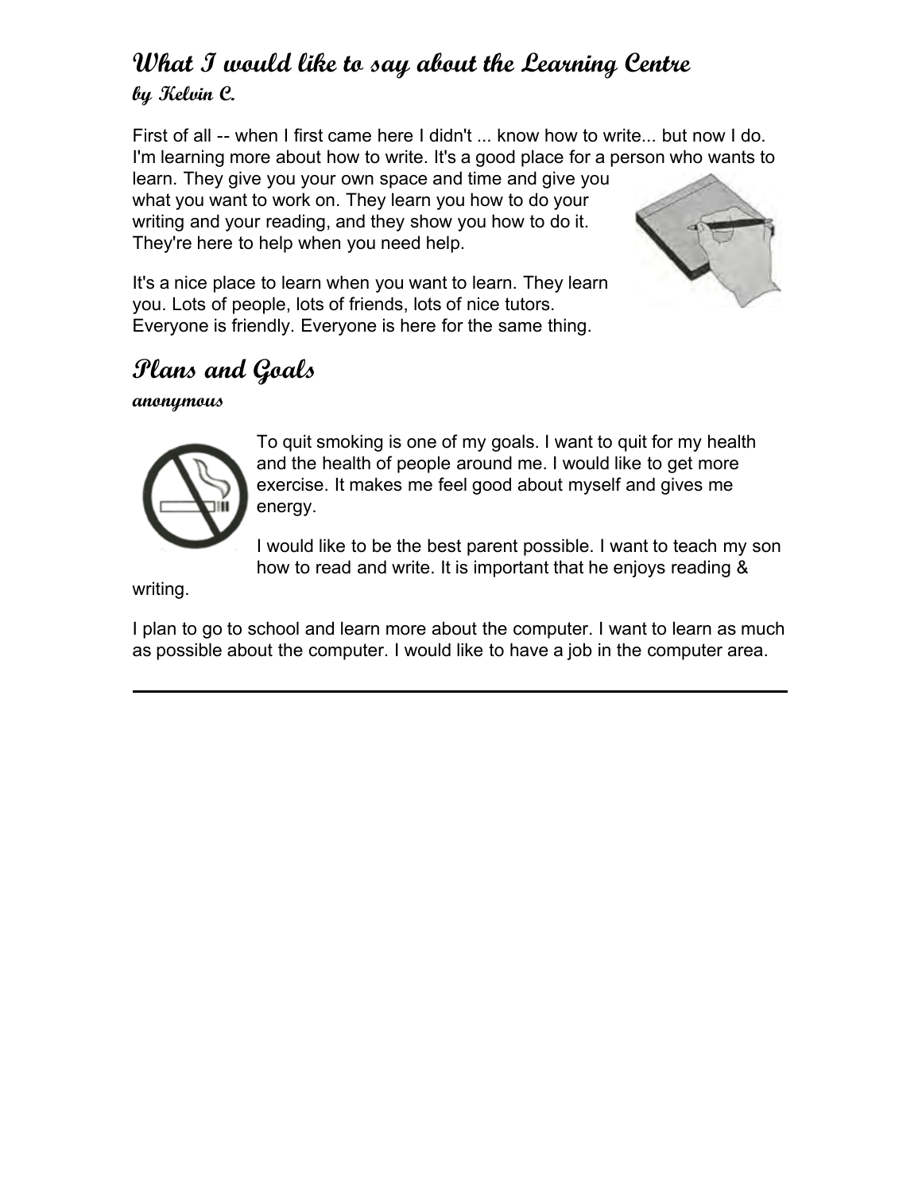## What I would like to say about the Learning Centre

### by Kelvin C.

First of all -- when I first came here I didn't ... know how to write... but now I do. I'm learning more about how to write. It's a good place for a person who wants to learn. They give you your own space and time and give you what you want to work on. They learn you how to do your writing and your reading, and they show you how to do it. They're here to help when you need help.

It's a nice place to learn when you want to learn. They learn you. Lots of people, lots of friends, lots of nice tutors. Everyone is friendly. Everyone is here for the same thing.

## Plans and Goals

### anonymous

To quit smoking is one of my goals. I want to quit for my health and the health of people around me. I would like to get more exercise. It makes me feel good about myself and gives me energy.

I would like to be the best parent possible. I want to teach my son how to read and write. It is important that he enjoys reading & writing.

I plan to go to school and learn more about the computer. I want to learn as much as possible about the computer. I would like to have a job in the computer area.

---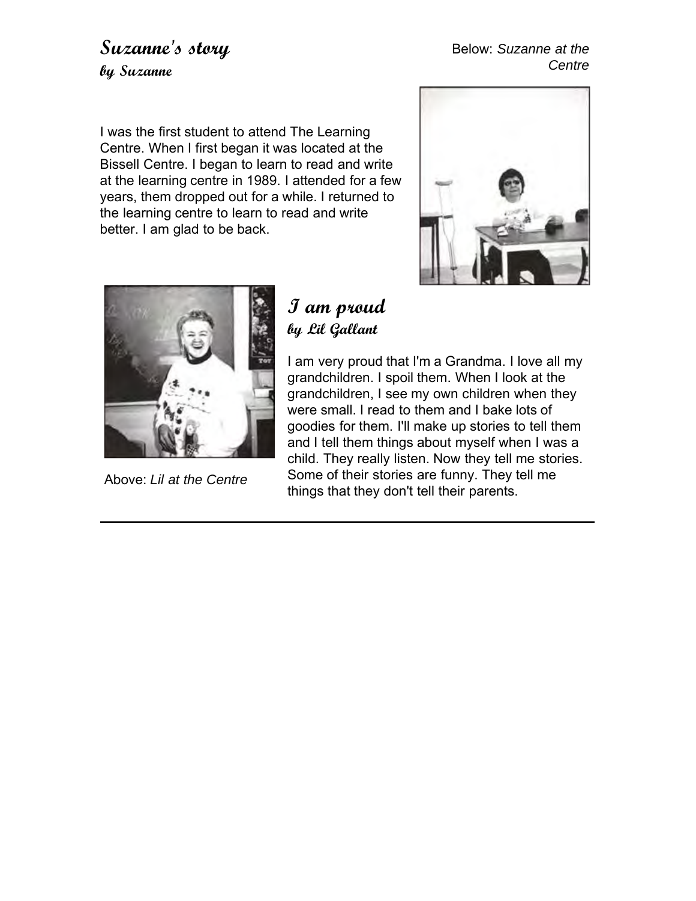## Suzanne's story
### by Suzanne

Below: *Suzanne at the Centre*

I was the first student to attend The Learning Centre. When I first began it was located at the Bissell Centre. I began to learn to read and write at the learning centre in 1989. I attended for a few years, them dropped out for a while. I returned to the learning centre to learn to read and write better. I am glad to be back.

Above: *Lil at the Centre*

## I am proud
### by Lil Gallant

I am very proud that I'm a Grandma. I love all my grandchildren. I spoil them. When I look at the grandchildren, I see my own children when they were small. I read to them and I bake lots of goodies for them. I'll make up stories to tell them and I tell them things about myself when I was a child. They really listen. Now they tell me stories. Some of their stories are funny. They tell me things that they don't tell their parents.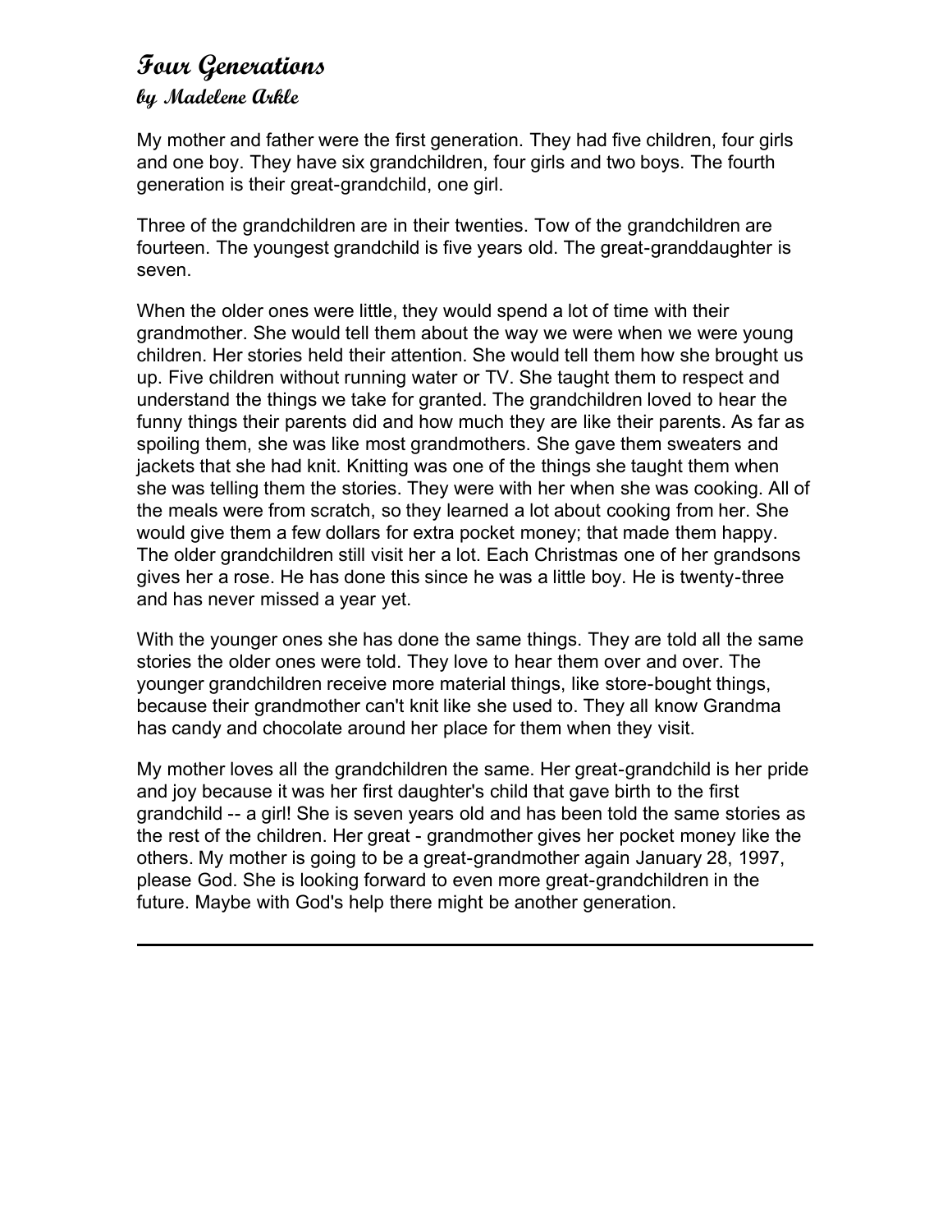# Four Generations
### by Madelene Arkle

My mother and father were the first generation. They had five children, four girls and one boy. They have six grandchildren, four girls and two boys. The fourth generation is their great-grandchild, one girl.

Three of the grandchildren are in their twenties. Tow of the grandchildren are fourteen. The youngest grandchild is five years old. The great-granddaughter is seven.

When the older ones were little, they would spend a lot of time with their grandmother. She would tell them about the way we were when we were young children. Her stories held their attention. She would tell them how she brought us up. Five children without running water or TV. She taught them to respect and understand the things we take for granted. The grandchildren loved to hear the funny things their parents did and how much they are like their parents. As far as spoiling them, she was like most grandmothers. She gave them sweaters and jackets that she had knit. Knitting was one of the things she taught them when she was telling them the stories. They were with her when she was cooking. All of the meals were from scratch, so they learned a lot about cooking from her. She would give them a few dollars for extra pocket money; that made them happy. The older grandchildren still visit her a lot. Each Christmas one of her grandsons gives her a rose. He has done this since he was a little boy. He is twenty-three and has never missed a year yet.

With the younger ones she has done the same things. They are told all the same stories the older ones were told. They love to hear them over and over. The younger grandchildren receive more material things, like store-bought things, because their grandmother can't knit like she used to. They all know Grandma has candy and chocolate around her place for them when they visit.

My mother loves all the grandchildren the same. Her great-grandchild is her pride and joy because it was her first daughter's child that gave birth to the first grandchild -- a girl! She is seven years old and has been told the same stories as the rest of the children. Her great - grandmother gives her pocket money like the others. My mother is going to be a great-grandmother again January 28, 1997, please God. She is looking forward to even more great-grandchildren in the future. Maybe with God's help there might be another generation.

---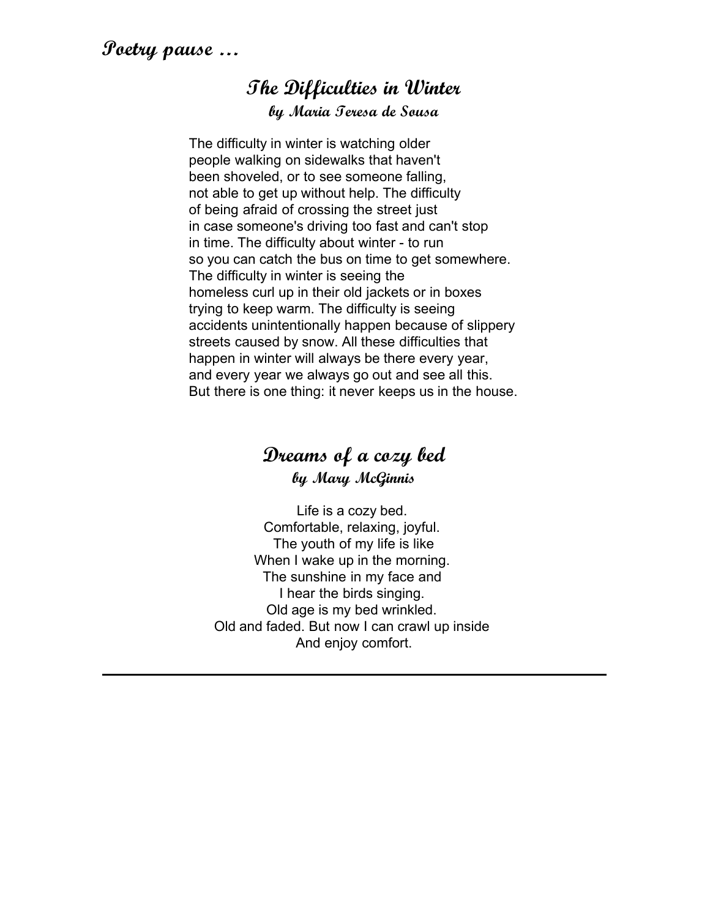## Poetry pause ...

### The Difficulties in Winter

*by Maria Teresa de Sousa*

The difficulty in winter is watching older
people walking on sidewalks that haven't
been shoveled, or to see someone falling,
not able to get up without help. The difficulty
of being afraid of crossing the street just
in case someone's driving too fast and can't stop
in time. The difficulty about winter - to run
so you can catch the bus on time to get somewhere.
The difficulty in winter is seeing the
homeless curl up in their old jackets or in boxes
trying to keep warm. The difficulty is seeing
accidents unintentionally happen because of slippery
streets caused by snow. All these difficulties that
happen in winter will always be there every year,
and every year we always go out and see all this.
But there is one thing: it never keeps us in the house.

### Dreams of a cozy bed

*by Mary McGinnis*

Life is a cozy bed.
Comfortable, relaxing, joyful.
The youth of my life is like
When I wake up in the morning.
The sunshine in my face and
I hear the birds singing.
Old age is my bed wrinkled.
Old and faded. But now I can crawl up inside
And enjoy comfort.

---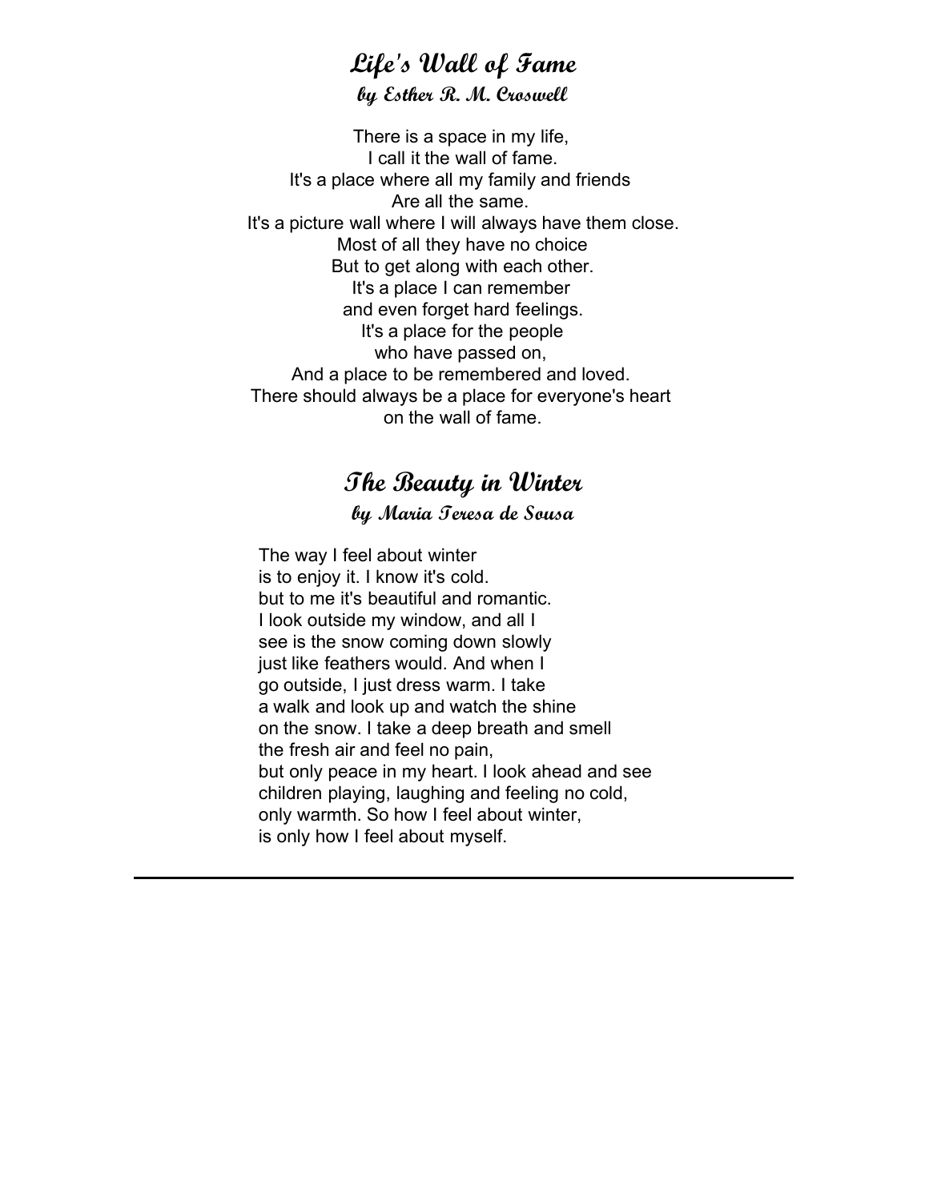## Life's Wall of Fame

### by Esther R. M. Croswell

There is a space in my life,  
I call it the wall of fame.  
It's a place where all my family and friends  
Are all the same.  
It's a picture wall where I will always have them close.  
Most of all they have no choice  
But to get along with each other.  
It's a place I can remember  
and even forget hard feelings.  
It's a place for the people  
who have passed on,  
And a place to be remembered and loved.  
There should always be a place for everyone's heart  
on the wall of fame.

## The Beauty in Winter

### by Maria Teresa de Sousa

The way I feel about winter  
is to enjoy it. I know it's cold.  
but to me it's beautiful and romantic.  
I look outside my window, and all I  
see is the snow coming down slowly  
just like feathers would. And when I  
go outside, I just dress warm. I take  
a walk and look up and watch the shine  
on the snow. I take a deep breath and smell  
the fresh air and feel no pain,  
but only peace in my heart. I look ahead and see  
children playing, laughing and feeling no cold,  
only warmth. So how I feel about winter,  
is only how I feel about myself.

---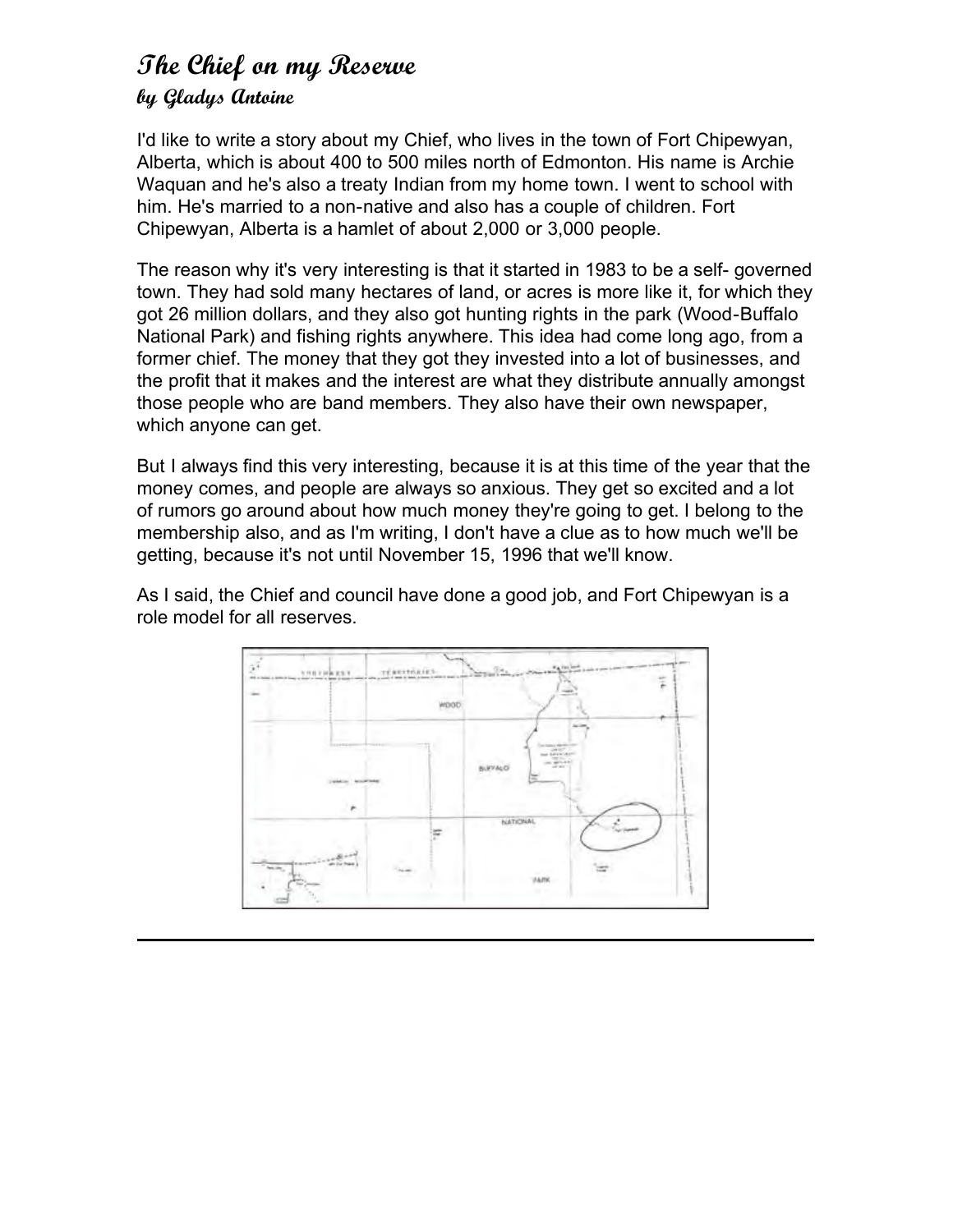## The Chief on my Reserve

### by Gladys Antoine

I'd like to write a story about my Chief, who lives in the town of Fort Chipewyan, Alberta, which is about 400 to 500 miles north of Edmonton. His name is Archie Waquan and he's also a treaty Indian from my home town. I went to school with him. He's married to a non-native and also has a couple of children. Fort Chipewyan, Alberta is a hamlet of about 2,000 or 3,000 people.

The reason why it's very interesting is that it started in 1983 to be a self- governed town. They had sold many hectares of land, or acres is more like it, for which they got 26 million dollars, and they also got hunting rights in the park (Wood-Buffalo National Park) and fishing rights anywhere. This idea had come long ago, from a former chief. The money that they got they invested into a lot of businesses, and the profit that it makes and the interest are what they distribute annually amongst those people who are band members. They also have their own newspaper, which anyone can get.

But I always find this very interesting, because it is at this time of the year that the money comes, and people are always so anxious. They get so excited and a lot of rumors go around about how much money they're going to get. I belong to the membership also, and as I'm writing, I don't have a clue as to how much we'll be getting, because it's not until November 15, 1996 that we'll know.

As I said, the Chief and council have done a good job, and Fort Chipewyan is a role model for all reserves.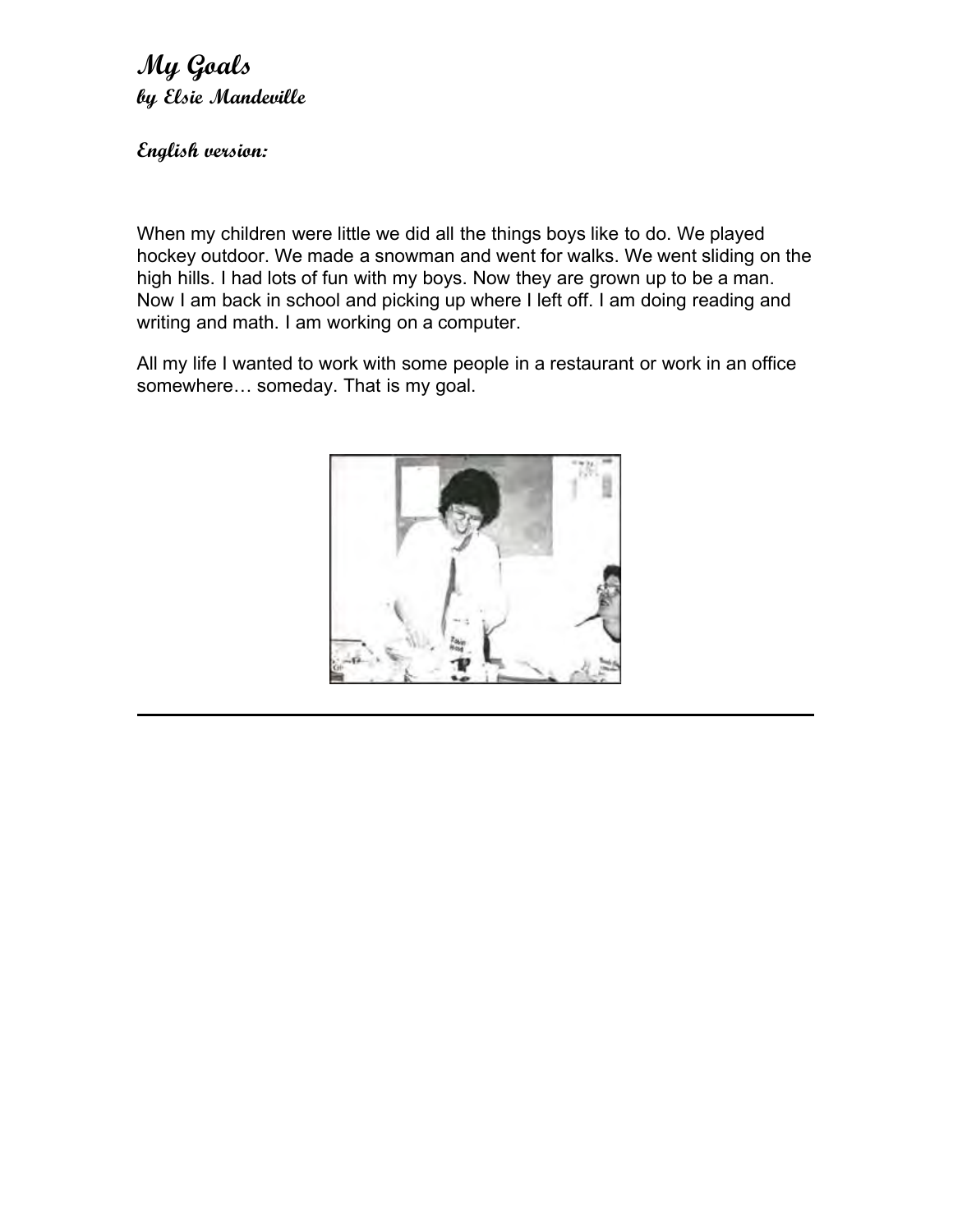# My Goals
## by Elsie Mandeville

### English version:

When my children were little we did all the things boys like to do. We played hockey outdoor. We made a snowman and went for walks. We went sliding on the high hills. I had lots of fun with my boys. Now they are grown up to be a man. Now I am back in school and picking up where I left off. I am doing reading and writing and math. I am working on a computer.

All my life I wanted to work with some people in a restaurant or work in an office somewhere… someday. That is my goal.

---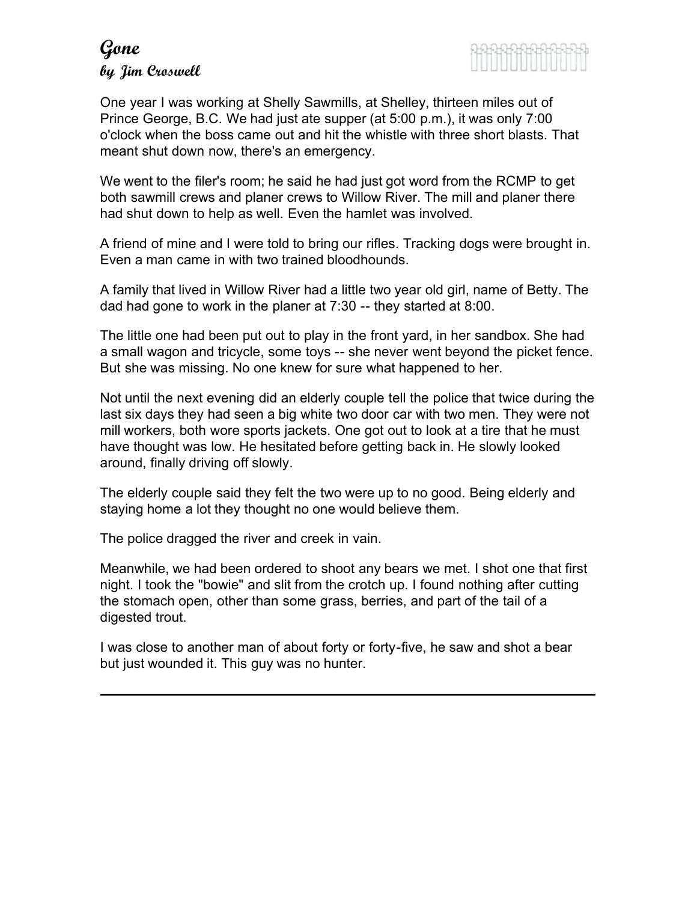# Gone
### by Jim Croswell

One year I was working at Shelly Sawmills, at Shelley, thirteen miles out of Prince George, B.C. We had just ate supper (at 5:00 p.m.), it was only 7:00 o'clock when the boss came out and hit the whistle with three short blasts. That meant shut down now, there's an emergency.

We went to the filer's room; he said he had just got word from the RCMP to get both sawmill crews and planer crews to Willow River. The mill and planer there had shut down to help as well. Even the hamlet was involved.

A friend of mine and I were told to bring our rifles. Tracking dogs were brought in. Even a man came in with two trained bloodhounds.

A family that lived in Willow River had a little two year old girl, name of Betty. The dad had gone to work in the planer at 7:30 -- they started at 8:00.

The little one had been put out to play in the front yard, in her sandbox. She had a small wagon and tricycle, some toys -- she never went beyond the picket fence. But she was missing. No one knew for sure what happened to her.

Not until the next evening did an elderly couple tell the police that twice during the last six days they had seen a big white two door car with two men. They were not mill workers, both wore sports jackets. One got out to look at a tire that he must have thought was low. He hesitated before getting back in. He slowly looked around, finally driving off slowly.

The elderly couple said they felt the two were up to no good. Being elderly and staying home a lot they thought no one would believe them.

The police dragged the river and creek in vain.

Meanwhile, we had been ordered to shoot any bears we met. I shot one that first night. I took the "bowie" and slit from the crotch up. I found nothing after cutting the stomach open, other than some grass, berries, and part of the tail of a digested trout.

I was close to another man of about forty or forty-five, he saw and shot a bear but just wounded it. This guy was no hunter.

---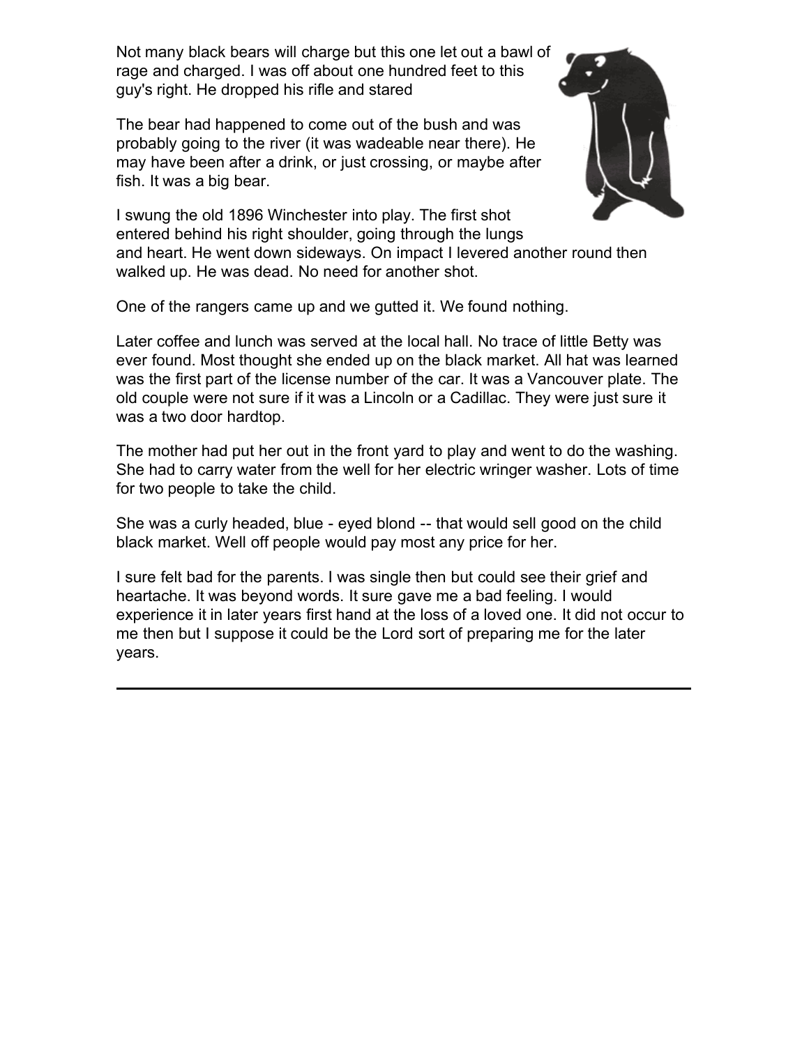Not many black bears will charge but this one let out a bawl of rage and charged. I was off about one hundred feet to this guy's right. He dropped his rifle and stared

The bear had happened to come out of the bush and was probably going to the river (it was wadeable near there). He may have been after a drink, or just crossing, or maybe after fish. It was a big bear.

I swung the old 1896 Winchester into play. The first shot entered behind his right shoulder, going through the lungs and heart. He went down sideways. On impact I levered another round then walked up. He was dead. No need for another shot.

One of the rangers came up and we gutted it. We found nothing.

Later coffee and lunch was served at the local hall. No trace of little Betty was ever found. Most thought she ended up on the black market. All hat was learned was the first part of the license number of the car. It was a Vancouver plate. The old couple were not sure if it was a Lincoln or a Cadillac. They were just sure it was a two door hardtop.

The mother had put her out in the front yard to play and went to do the washing. She had to carry water from the well for her electric wringer washer. Lots of time for two people to take the child.

She was a curly headed, blue - eyed blond -- that would sell good on the child black market. Well off people would pay most any price for her.

I sure felt bad for the parents. I was single then but could see their grief and heartache. It was beyond words. It sure gave me a bad feeling. I would experience it in later years first hand at the loss of a loved one. It did not occur to me then but I suppose it could be the Lord sort of preparing me for the later years.

---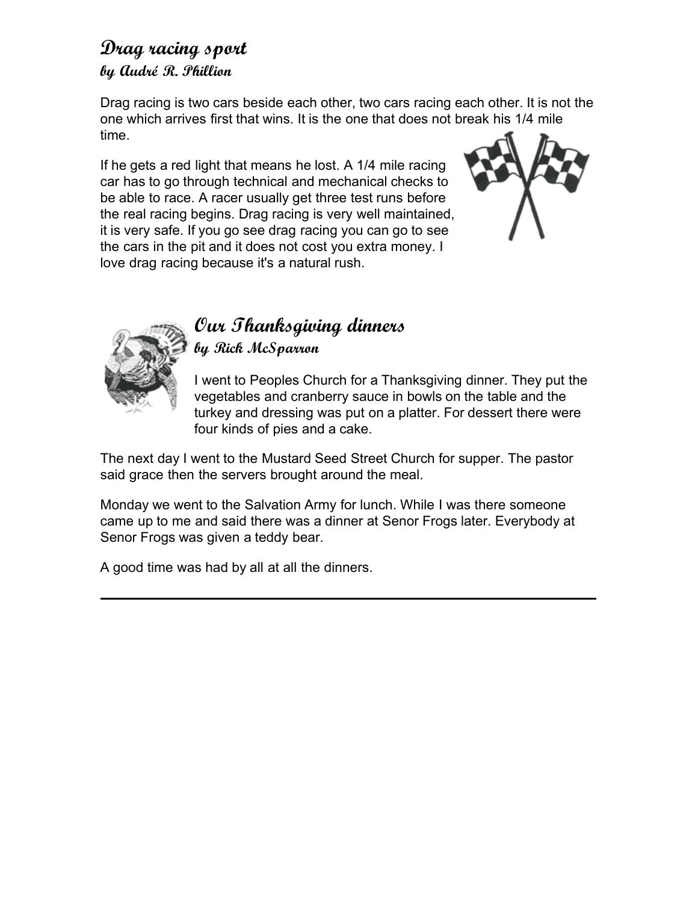## Drag racing sport

### by André R. Phillion

Drag racing is two cars beside each other, two cars racing each other. It is not the one which arrives first that wins. It is the one that does not break his 1/4 mile time.

If he gets a red light that means he lost. A 1/4 mile racing car has to go through technical and mechanical checks to be able to race. A racer usually get three test runs before the real racing begins. Drag racing is very well maintained, it is very safe. If you go see drag racing you can go to see the cars in the pit and it does not cost you extra money. I love drag racing because it's a natural rush.

## Our Thanksgiving dinners

### by Rick McSparron

I went to Peoples Church for a Thanksgiving dinner. They put the vegetables and cranberry sauce in bowls on the table and the turkey and dressing was put on a platter. For dessert there were four kinds of pies and a cake.

The next day I went to the Mustard Seed Street Church for supper. The pastor said grace then the servers brought around the meal.

Monday we went to the Salvation Army for lunch. While I was there someone came up to me and said there was a dinner at Senor Frogs later. Everybody at Senor Frogs was given a teddy bear.

A good time was had by all at all the dinners.

---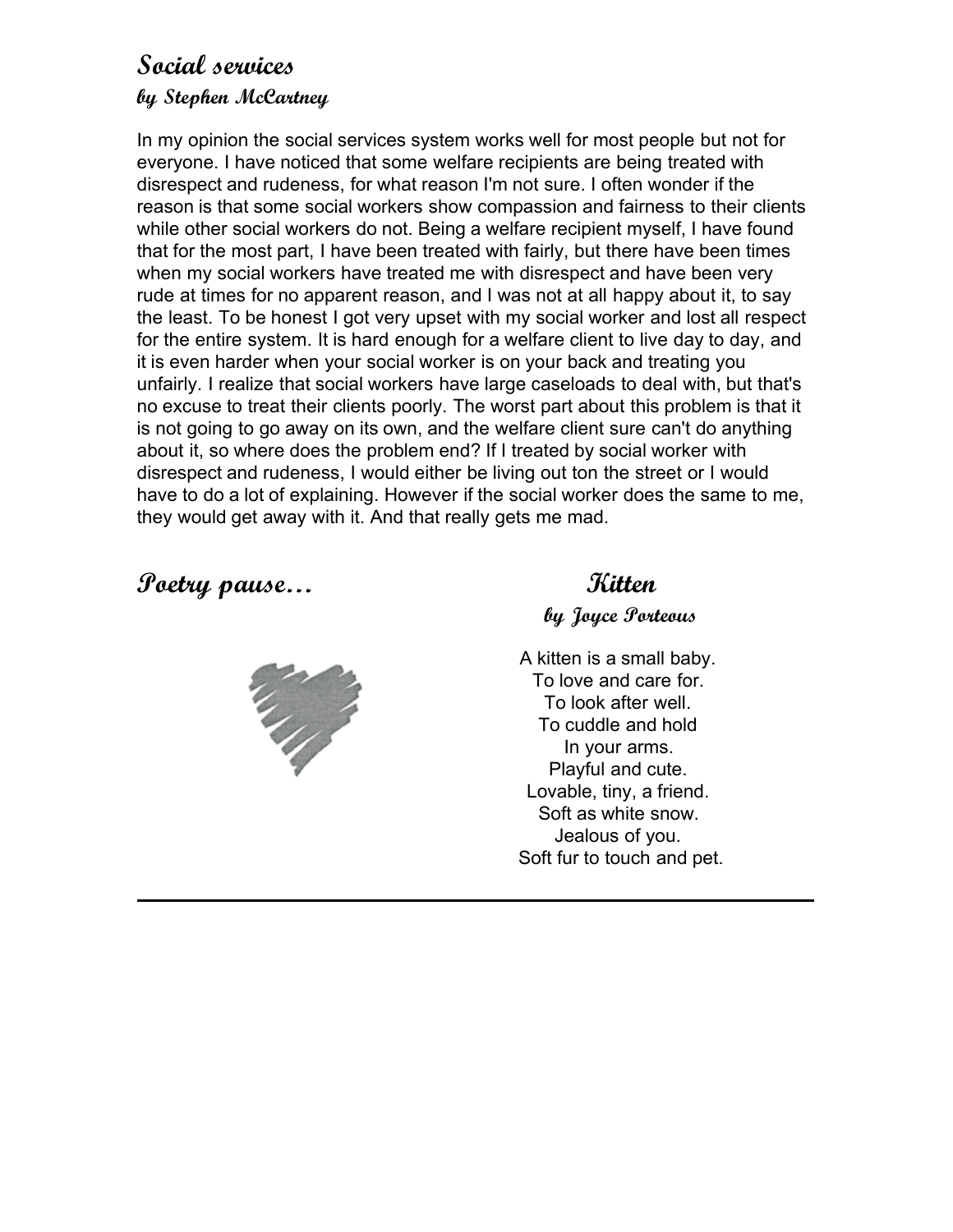## Social services

### by Stephen McCartney

In my opinion the social services system works well for most people but not for everyone. I have noticed that some welfare recipients are being treated with disrespect and rudeness, for what reason I'm not sure. I often wonder if the reason is that some social workers show compassion and fairness to their clients while other social workers do not. Being a welfare recipient myself, I have found that for the most part, I have been treated with fairly, but there have been times when my social workers have treated me with disrespect and have been very rude at times for no apparent reason, and I was not at all happy about it, to say the least. To be honest I got very upset with my social worker and lost all respect for the entire system. It is hard enough for a welfare client to live day to day, and it is even harder when your social worker is on your back and treating you unfairly. I realize that social workers have large caseloads to deal with, but that's no excuse to treat their clients poorly. The worst part about this problem is that it is not going to go away on its own, and the welfare client sure can't do anything about it, so where does the problem end? If I treated by social worker with disrespect and rudeness, I would either be living out ton the street or I would have to do a lot of explaining. However if the social worker does the same to me, they would get away with it. And that really gets me mad.

## Poetry pause...

### Kitten

#### by Joyce Porteous

A kitten is a small baby.
To love and care for.
To look after well.
To cuddle and hold
In your arms.
Playful and cute.
Lovable, tiny, a friend.
Soft as white snow.
Jealous of you.
Soft fur to touch and pet.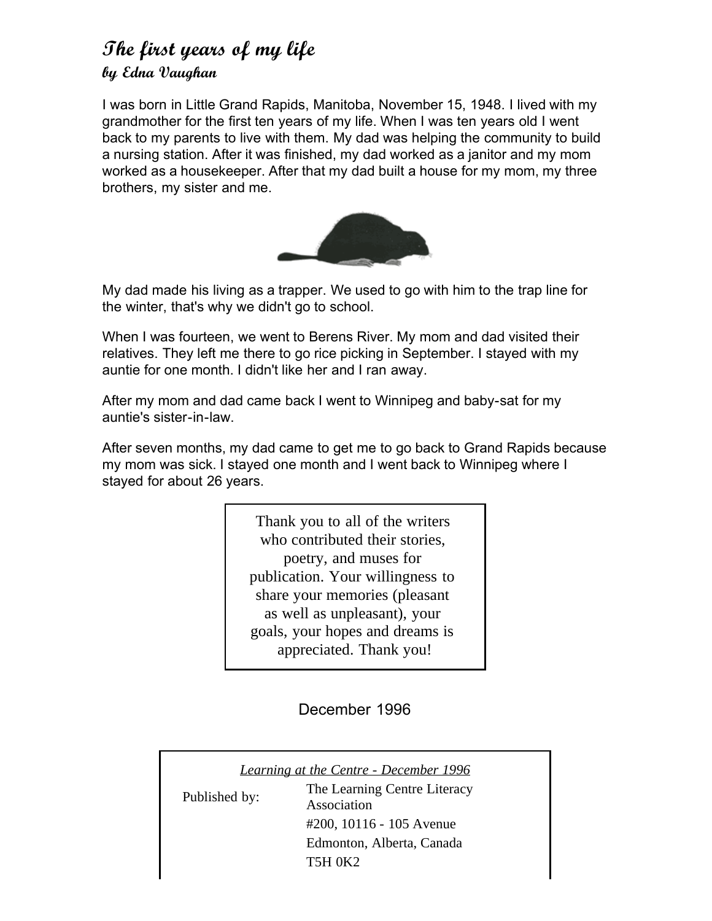## The first years of my life

### by Edna Vaughan

I was born in Little Grand Rapids, Manitoba, November 15, 1948. I lived with my grandmother for the first ten years of my life. When I was ten years old I went back to my parents to live with them. My dad was helping the community to build a nursing station. After it was finished, my dad worked as a janitor and my mom worked as a housekeeper. After that my dad built a house for my mom, my three brothers, my sister and me.

My dad made his living as a trapper. We used to go with him to the trap line for the winter, that's why we didn't go to school.

When I was fourteen, we went to Berens River. My mom and dad visited their relatives. They left me there to go rice picking in September. I stayed with my auntie for one month. I didn't like her and I ran away.

After my mom and dad came back I went to Winnipeg and baby-sat for my auntie's sister-in-law.

After seven months, my dad came to get me to go back to Grand Rapids because my mom was sick. I stayed one month and I went back to Winnipeg where I stayed for about 26 years.

---

Thank you to all of the writers who contributed their stories, poetry, and muses for publication. Your willingness to share your memories (pleasant as well as unpleasant), your goals, your hopes and dreams is appreciated. Thank you!

---

December 1996

---

*Learning at the Centre - December 1996*

Published by: The Learning Centre Literacy Association
#200, 10116 - 105 Avenue
Edmonton, Alberta, Canada
T5H 0K2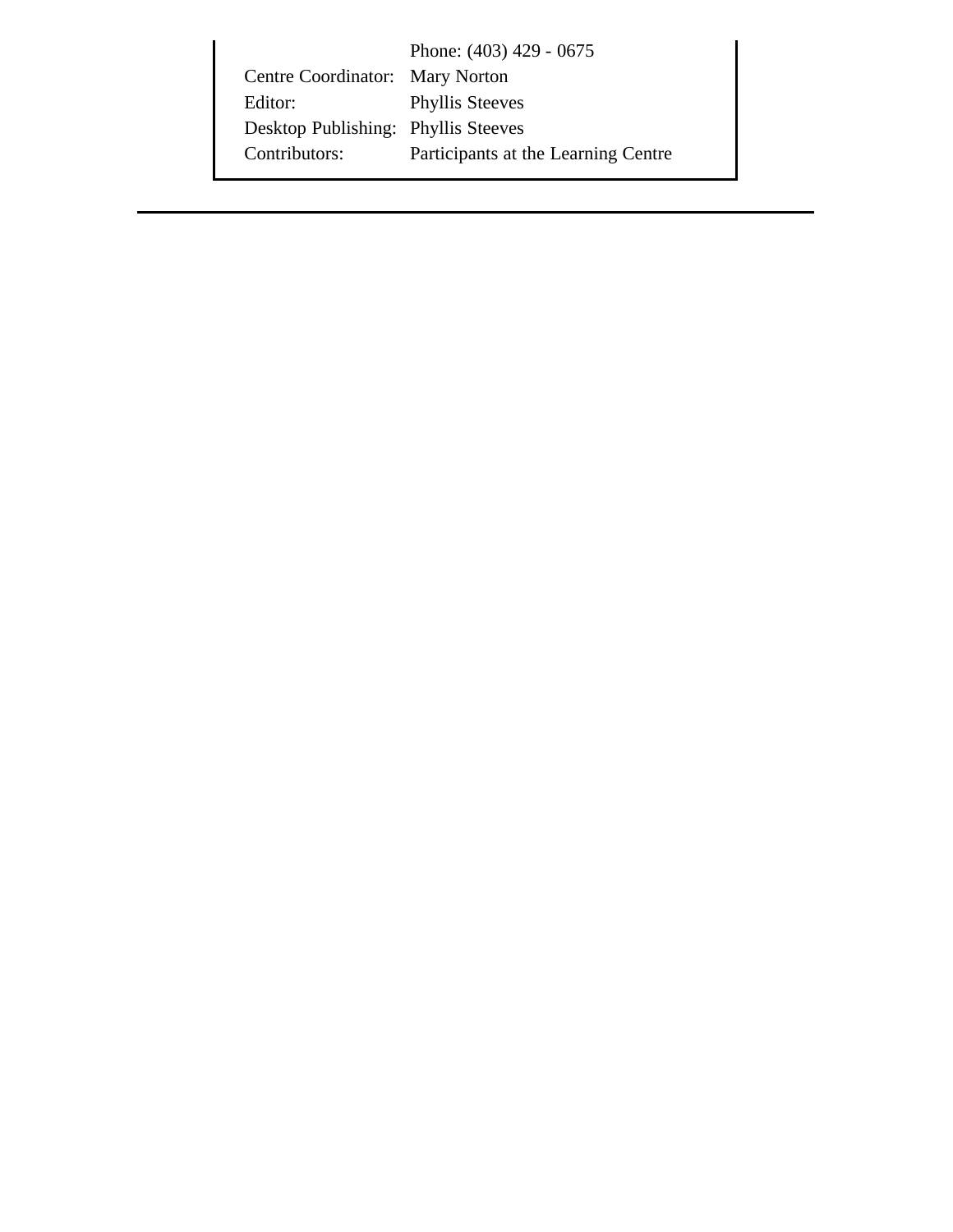| | |
|---|---|
| | Phone: (403) 429 - 0675 |
| Centre Coordinator: | Mary Norton |
| Editor: | Phyllis Steeves |
| Desktop Publishing: | Phyllis Steeves |
| Contributors: | Participants at the Learning Centre |